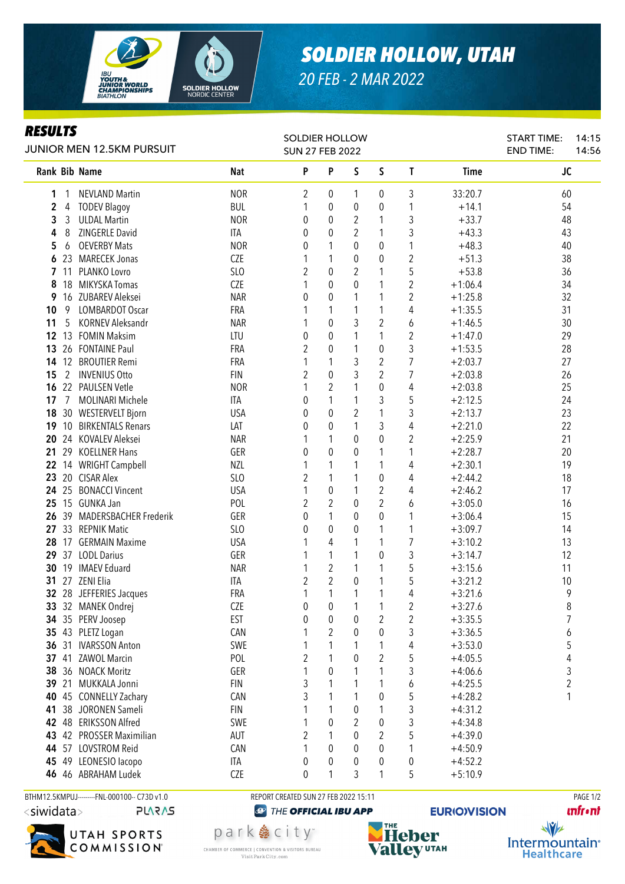# SOLDIER HOLLOW, UTAH

20 FEB - 2 MAR 2022

## RESULTS

JUNIOR MEN 12.5KM PURSUIT

SOLDIER HOLLOW
SUN 27 FEB 2022

START TIME: 14:15
END TIME: 14:56

| Rank | Bib | Name | Nat | P | P | S | S | T | Time | JC |
|---|---|---|---|---|---|---|---|---|---|---|
| 1 | 1 | NEVLAND Martin | NOR | 2 | 0 | 1 | 0 | 3 | 33:20.7 | 60 |
| 2 | 4 | TODEV Blagoy | BUL | 1 | 0 | 0 | 0 | 1 | +14.1 | 54 |
| 3 | 3 | ULDAL Martin | NOR | 0 | 0 | 2 | 1 | 3 | +33.7 | 48 |
| 4 | 8 | ZINGERLE David | ITA | 0 | 0 | 2 | 1 | 3 | +43.3 | 43 |
| 5 | 6 | OEVERBY Mats | NOR | 0 | 1 | 0 | 0 | 1 | +48.3 | 40 |
| 6 | 23 | MARECEK Jonas | CZE | 1 | 1 | 0 | 0 | 2 | +51.3 | 38 |
| 7 | 11 | PLANKO Lovro | SLO | 2 | 0 | 2 | 1 | 5 | +53.8 | 36 |
| 8 | 18 | MIKYSKA Tomas | CZE | 1 | 0 | 0 | 1 | 2 | +1:06.4 | 34 |
| 9 | 16 | ZUBAREV Aleksei | NAR | 0 | 0 | 1 | 1 | 2 | +1:25.8 | 32 |
| 10 | 9 | LOMBARDOT Oscar | FRA | 1 | 1 | 1 | 1 | 4 | +1:35.5 | 31 |
| 11 | 5 | KORNEV Aleksandr | NAR | 1 | 0 | 3 | 2 | 6 | +1:46.5 | 30 |
| 12 | 13 | FOMIN Maksim | LTU | 0 | 0 | 1 | 1 | 2 | +1:47.0 | 29 |
| 13 | 26 | FONTAINE Paul | FRA | 2 | 0 | 1 | 0 | 3 | +1:53.5 | 28 |
| 14 | 12 | BROUTIER Remi | FRA | 1 | 1 | 3 | 2 | 7 | +2:03.7 | 27 |
| 15 | 2 | INVENIUS Otto | FIN | 2 | 0 | 3 | 2 | 7 | +2:03.8 | 26 |
| 16 | 22 | PAULSEN Vetle | NOR | 1 | 2 | 1 | 0 | 4 | +2:03.8 | 25 |
| 17 | 7 | MOLINARI Michele | ITA | 0 | 1 | 1 | 3 | 5 | +2:12.5 | 24 |
| 18 | 30 | WESTERVELT Bjorn | USA | 0 | 0 | 2 | 1 | 3 | +2:13.7 | 23 |
| 19 | 10 | BIRKENTALS Renars | LAT | 0 | 0 | 1 | 3 | 4 | +2:21.0 | 22 |
| 20 | 24 | KOVALEV Aleksei | NAR | 1 | 1 | 0 | 0 | 2 | +2:25.9 | 21 |
| 21 | 29 | KOELLNER Hans | GER | 0 | 0 | 0 | 1 | 1 | +2:28.7 | 20 |
| 22 | 14 | WRIGHT Campbell | NZL | 1 | 1 | 1 | 1 | 4 | +2:30.1 | 19 |
| 23 | 20 | CISAR Alex | SLO | 2 | 1 | 1 | 0 | 4 | +2:44.2 | 18 |
| 24 | 25 | BONACCI Vincent | USA | 1 | 0 | 1 | 2 | 4 | +2:46.2 | 17 |
| 25 | 15 | GUNKA Jan | POL | 2 | 2 | 0 | 2 | 6 | +3:05.0 | 16 |
| 26 | 39 | MADERSBACHER Frederik | GER | 0 | 1 | 0 | 0 | 1 | +3:06.4 | 15 |
| 27 | 33 | REPNIK Matic | SLO | 0 | 0 | 0 | 1 | 1 | +3:09.7 | 14 |
| 28 | 17 | GERMAIN Maxime | USA | 1 | 4 | 1 | 1 | 7 | +3:10.2 | 13 |
| 29 | 37 | LODL Darius | GER | 1 | 1 | 1 | 0 | 3 | +3:14.7 | 12 |
| 30 | 19 | IMAEV Eduard | NAR | 1 | 2 | 1 | 1 | 5 | +3:15.6 | 11 |
| 31 | 27 | ZENI Elia | ITA | 2 | 2 | 0 | 1 | 5 | +3:21.2 | 10 |
| 32 | 28 | JEFFERIES Jacques | FRA | 1 | 1 | 1 | 1 | 4 | +3:21.6 | 9 |
| 33 | 32 | MANEK Ondrej | CZE | 0 | 0 | 1 | 1 | 2 | +3:27.6 | 8 |
| 34 | 35 | PERV Joosep | EST | 0 | 0 | 0 | 2 | 2 | +3:35.5 | 7 |
| 35 | 43 | PLETZ Logan | CAN | 1 | 2 | 0 | 0 | 3 | +3:36.5 | 6 |
| 36 | 31 | IVARSSON Anton | SWE | 1 | 1 | 1 | 1 | 4 | +3:53.0 | 5 |
| 37 | 41 | ZAWOL Marcin | POL | 2 | 1 | 0 | 2 | 5 | +4:05.5 | 4 |
| 38 | 36 | NOACK Moritz | GER | 1 | 0 | 1 | 1 | 3 | +4:06.6 | 3 |
| 39 | 21 | MUKKALA Jonni | FIN | 3 | 1 | 1 | 1 | 6 | +4:25.5 | 2 |
| 40 | 45 | CONNELLY Zachary | CAN | 3 | 1 | 1 | 0 | 5 | +4:28.2 | 1 |
| 41 | 38 | JORONEN Sameli | FIN | 1 | 1 | 0 | 1 | 3 | +4:31.2 | |
| 42 | 48 | ERIKSSON Alfred | SWE | 1 | 0 | 2 | 0 | 3 | +4:34.8 | |
| 43 | 42 | PROSSER Maximilian | AUT | 2 | 1 | 0 | 2 | 5 | +4:39.0 | |
| 44 | 57 | LOVSTROM Reid | CAN | 1 | 0 | 0 | 0 | 1 | +4:50.9 | |
| 45 | 49 | LEONESIO Iacopo | ITA | 0 | 0 | 0 | 0 | 0 | +4:52.2 | |
| 46 | 46 | ABRAHAM Ludek | CZE | 0 | 1 | 3 | 1 | 5 | +5:10.9 | |

BTHM12.5KMPUJ---------FNL-000100-- C73D v1.0    REPORT CREATED SUN 27 FEB 2022 15:11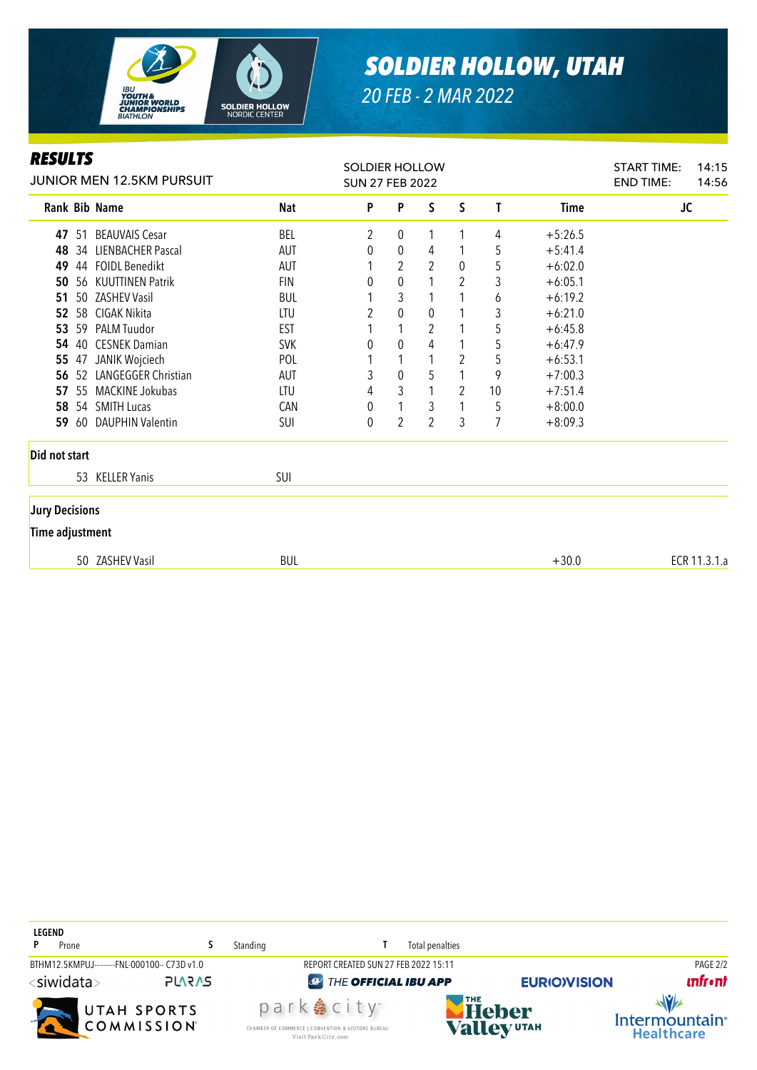# SOLDIER HOLLOW, UTAH

20 FEB - 2 MAR 2022

## RESULTS

JUNIOR MEN 12.5KM PURSUIT

SOLDIER HOLLOW
SUN 27 FEB 2022

START TIME: 14:15
END TIME: 14:56

| Rank | Bib | Name | Nat | P | P | S | S | T | Time | JC |
|---|---|---|---|---|---|---|---|---|---|---|
| 47 | 51 | BEAUVAIS Cesar | BEL | 2 | 0 | 1 | 1 | 4 | +5:26.5 | |
| 48 | 34 | LIENBACHER Pascal | AUT | 0 | 0 | 4 | 1 | 5 | +5:41.4 | |
| 49 | 44 | FOIDL Benedikt | AUT | 1 | 2 | 2 | 0 | 5 | +6:02.0 | |
| 50 | 56 | KUUTTINEN Patrik | FIN | 0 | 0 | 1 | 2 | 3 | +6:05.1 | |
| 51 | 50 | ZASHEV Vasil | BUL | 1 | 3 | 1 | 1 | 6 | +6:19.2 | |
| 52 | 58 | CIGAK Nikita | LTU | 2 | 0 | 0 | 1 | 3 | +6:21.0 | |
| 53 | 59 | PALM Tuudor | EST | 1 | 1 | 2 | 1 | 5 | +6:45.8 | |
| 54 | 40 | CESNEK Damian | SVK | 0 | 0 | 4 | 1 | 5 | +6:47.9 | |
| 55 | 47 | JANIK Wojciech | POL | 1 | 1 | 1 | 2 | 5 | +6:53.1 | |
| 56 | 52 | LANGEGGER Christian | AUT | 3 | 0 | 5 | 1 | 9 | +7:00.3 | |
| 57 | 55 | MACKINE Jokubas | LTU | 4 | 3 | 1 | 2 | 10 | +7:51.4 | |
| 58 | 54 | SMITH Lucas | CAN | 0 | 1 | 3 | 1 | 5 | +8:00.0 | |
| 59 | 60 | DAUPHIN Valentin | SUI | 0 | 2 | 2 | 3 | 7 | +8:09.3 | |

### Did not start

| | Bib | Name | Nat |
|---|---|---|---|
| | 53 | KELLER Yanis | SUI |

### Jury Decisions

#### Time adjustment

| Bib | Name | Nat | Time | Rule |
|---|---|---|---|---|
| 50 | ZASHEV Vasil | BUL | +30.0 | ECR 11.3.1.a |

LEGEND
P Prone    S Standing    T Total penalties

BTHM12.5KMPUJ---------FNL-000100-- C73D v1.0    REPORT CREATED SUN 27 FEB 2022 15:11